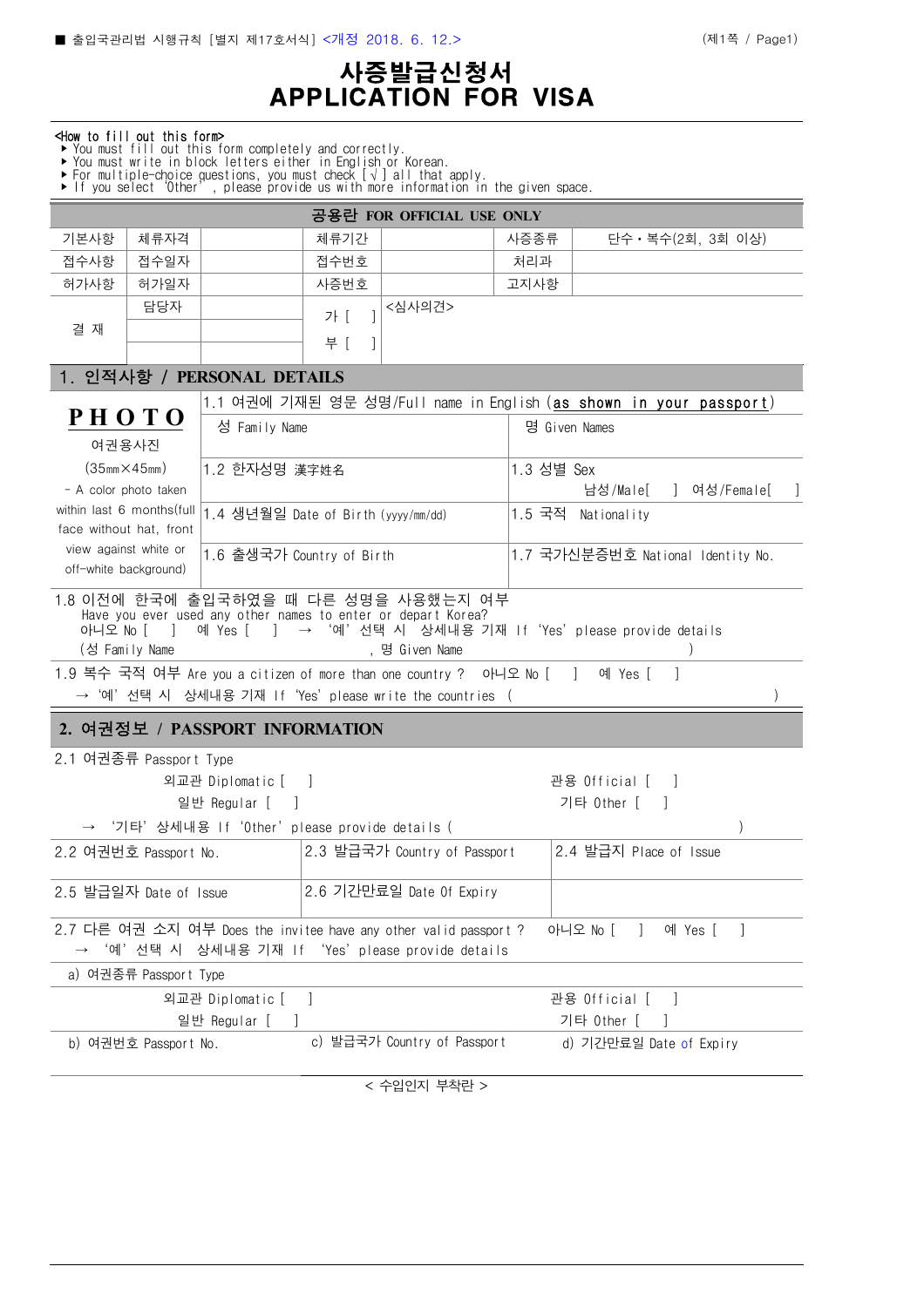■ 출입국관리법 시행규칙 [별지 제17호서식] <개정 2018. 6. 12.>

# 사증발급신청서
# APPLICATION FOR VISA

<How to fill out this form>
- You must fill out this form completely and correctly.
- You must write in block letters either in English or Korean.
- For multiple-choice questions, you must check [√] all that apply.
- If you select 'Other', please provide us with more information in the given space.

| 공용란 FOR OFFICIAL USE ONLY | | | | | |
|---|---|---|---|---|---|
| 기본사항 | 체류자격 | | 체류기간 | 사증종류 | 단수 • 복수(2회, 3회 이상) |
| 접수사항 | 접수일자 | | 접수번호 | 처리과 | |
| 허가사항 | 허가일자 | | 사증번호 | 고지사항 | |
| 결 재 | 담당자 | | 가 [ ] 부 [ ] | <심사의견> | |

## 1. 인적사항 / PERSONAL DETAILS

| | | |
|---|---|---|
| **PHOTO** 여권용사진 (35㎜×45㎜) - A color photo taken within last 6 months(full face without hat, front view against white or off-white background) | 1.1 여권에 기재된 영문 성명/Full name in English (as shown in your passport) 성 Family Name | 명 Given Names |
| | 1.2 한자성명 漢字姓名 | 1.3 성별 Sex 남성/Male[ ] 여성/Female[ ] |
| | 1.4 생년월일 Date of Birth (yyyy/mm/dd) | 1.5 국적 Nationality |
| | 1.6 출생국가 Country of Birth | 1.7 국가신분증번호 National Identity No. |

1.8 이전에 한국에 출입국하였을 때 다른 성명을 사용했는지 여부
Have you ever used any other names to enter or depart Korea?
아니오 No [ ] 예 Yes [ ] → '예' 선택 시 상세내용 기재 If 'Yes' please provide details
(성 Family Name , 명 Given Name )

1.9 복수 국적 여부 Are you a citizen of more than one country ? 아니오 No [ ] 예 Yes [ ]
→ '예' 선택 시 상세내용 기재 If 'Yes' please write the countries ( )

## 2. 여권정보 / PASSPORT INFORMATION

2.1 여권종류 Passport Type

외교관 Diplomatic [ ] 관용 Official [ ]
일반 Regular [ ] 기타 Other [ ]

→ '기타' 상세내용 If 'Other' please provide details ( )

| | | |
|---|---|---|
| 2.2 여권번호 Passport No. | 2.3 발급국가 Country of Passport | 2.4 발급지 Place of Issue |
| 2.5 발급일자 Date of Issue | 2.6 기간만료일 Date Of Expiry | |

2.7 다른 여권 소지 여부 Does the invitee have any other valid passport ? 아니오 No [ ] 예 Yes [ ]
→ '예' 선택 시 상세내용 기재 If 'Yes' please provide details

a) 여권종류 Passport Type

외교관 Diplomatic [ ] 관용 Official [ ]
일반 Regular [ ] 기타 Other [ ]

b) 여권번호 Passport No. c) 발급국가 Country of Passport d) 기간만료일 Date of Expiry

< 수입인지 부착란 >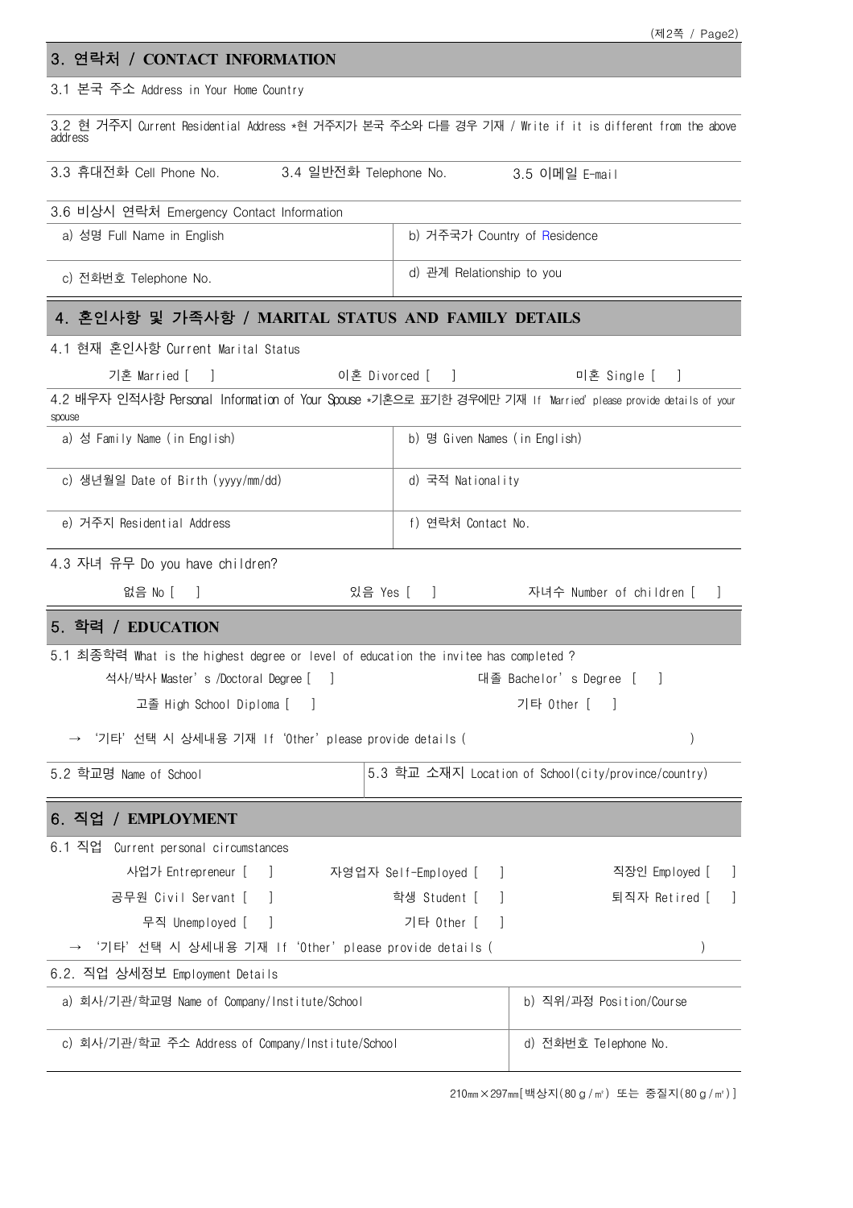## 3. 연락처 / CONTACT INFORMATION

3.1 본국 주소 Address in Your Home Country

3.2 현 거주지 Current Residential Address *현 거주지가 본국 주소와 다를 경우 기재 / Write if it is different from the above address

| | | |
|---|---|---|
| 3.3 휴대전화 Cell Phone No. | 3.4 일반전화 Telephone No. | 3.5 이메일 E-mail |

3.6 비상시 연락처 Emergency Contact Information

| | |
|---|---|
| a) 성명 Full Name in English | b) 거주국가 Country of Residence |
| c) 전화번호 Telephone No. | d) 관계 Relationship to you |

## 4. 혼인사항 및 가족사항 / MARITAL STATUS AND FAMILY DETAILS

4.1 현재 혼인사항 Current Marital Status

기혼 Married [ ]　　이혼 Divorced [ ]　　미혼 Single [ ]

4.2 배우자 인적사항 Personal Information of Your Spouse *기혼으로 표기한 경우에만 기재 If 'Married' please provide details of your spouse

| | |
|---|---|
| a) 성 Family Name (in English) | b) 명 Given Names (in English) |
| c) 생년월일 Date of Birth (yyyy/mm/dd) | d) 국적 Nationality |
| e) 거주지 Residential Address | f) 연락처 Contact No. |

4.3 자녀 유무 Do you have children?

없음 No [ ]　　있음 Yes [ ]　　자녀수 Number of children [ ]

## 5. 학력 / EDUCATION

5.1 최종학력 What is the highest degree or level of education the invitee has completed ?

석사/박사 Master's /Doctoral Degree [ ]　　대졸 Bachelor's Degree [ ]

고졸 High School Diploma [ ]　　기타 Other [ ]

→ '기타' 선택 시 상세내용 기재 If 'Other' please provide details ( )

| | |
|---|---|
| 5.2 학교명 Name of School | 5.3 학교 소재지 Location of School(city/province/country) |

## 6. 직업 / EMPLOYMENT

6.1 직업 Current personal circumstances

사업가 Entrepreneur [ ]　　자영업자 Self-Employed [ ]　　직장인 Employed [ ]

공무원 Civil Servant [ ]　　학생 Student [ ]　　퇴직자 Retired [ ]

무직 Unemployed [ ]　　기타 Other [ ]

→ '기타' 선택 시 상세내용 기재 If 'Other' please provide details ( )

6.2. 직업 상세정보 Employment Details

| | |
|---|---|
| a) 회사/기관/학교명 Name of Company/Institute/School | b) 직위/과정 Position/Course |
| c) 회사/기관/학교 주소 Address of Company/Institute/School | d) 전화번호 Telephone No. |

210㎜×297㎜[백상지(80g/㎡) 또는 중질지(80g/㎡)]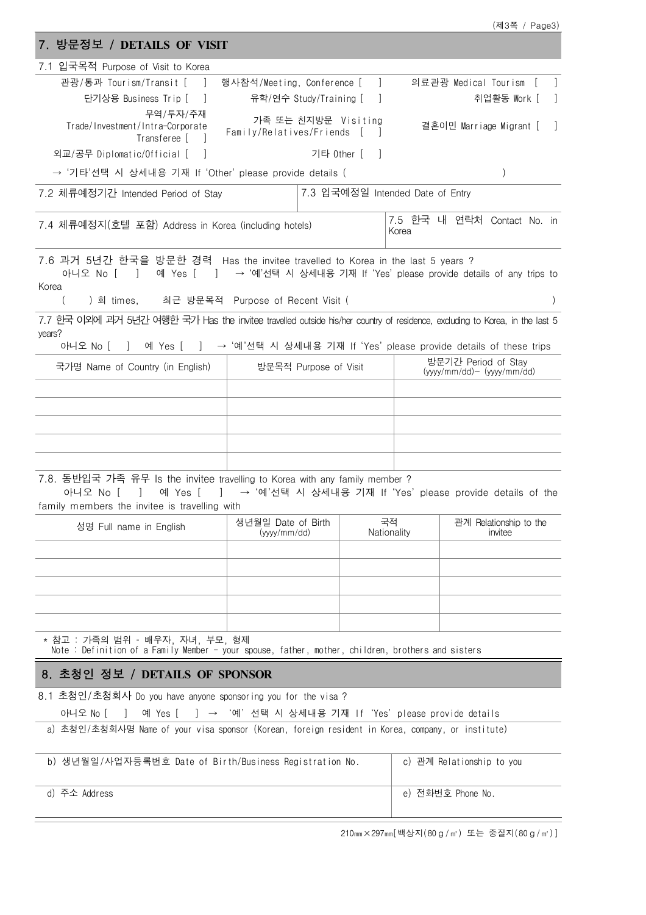## 7. 방문정보 / DETAILS OF VISIT

7.1 입국목적 Purpose of Visit to Korea

| | | |
|---|---|---|
| 관광/통과 Tourism/Transit [ ] | 행사참석/Meeting, Conference [ ] | 의료관광 Medical Tourism [ ] |
| 단기상용 Business Trip [ ] | 유학/연수 Study/Training [ ] | 취업활동 Work [ ] |
| 무역/투자/주재 Trade/Investment/Intra-Corporate Transferee [ ] | 가족 또는 친지방문 Visiting Family/Relatives/Friends [ ] | 결혼이민 Marriage Migrant [ ] |
| 외교/공무 Diplomatic/Official [ ] | 기타 Other [ ] | |

→ '기타'선택 시 상세내용 기재 If 'Other' please provide details ( )

| | |
|---|---|
| 7.2 체류예정기간 Intended Period of Stay | 7.3 입국예정일 Intended Date of Entry |
| 7.4 체류예정지(호텔 포함) Address in Korea (including hotels) | 7.5 한국 내 연락처 Contact No. in Korea |

7.6 과거 5년간 한국을 방문한 경력 Has the invitee travelled to Korea in the last 5 years ?
아니오 No [ ] 예 Yes [ ] → '예'선택 시 상세내용 기재 If 'Yes' please provide details of any trips to Korea
( ) 회 times, 최근 방문목적 Purpose of Recent Visit ( )

7.7 한국 이외에 과거 5년간 여행한 국가 Has the invitee travelled outside his/her country of residence, excluding to Korea, in the last 5 years?
아니오 No [ ] 예 Yes [ ] → '예'선택 시 상세내용 기재 If 'Yes' please provide details of these trips

| 국가명 Name of Country (in English) | 방문목적 Purpose of Visit | 방문기간 Period of Stay (yyyy/mm/dd)~ (yyyy/mm/dd) |
|---|---|---|
| | | |
| | | |
| | | |
| | | |
| | | |

7.8. 동반입국 가족 유무 Is the invitee travelling to Korea with any family member ?
아니오 No [ ] 예 Yes [ ] → '예'선택 시 상세내용 기재 If 'Yes' please provide details of the family members the invitee is travelling with

| 성명 Full name in English | 생년월일 Date of Birth (yyyy/mm/dd) | 국적 Nationality | 관계 Relationship to the invitee |
|---|---|---|---|
| | | | |
| | | | |
| | | | |
| | | | |
| | | | |

* 참고 : 가족의 범위 - 배우자, 자녀, 부모, 형제
Note : Definition of a Family Member - your spouse, father, mother, children, brothers and sisters

## 8. 초청인 정보 / DETAILS OF SPONSOR

8.1 초청인/초청회사 Do you have anyone sponsoring you for the visa ?
아니오 No [ ] 예 Yes [ ] → '예' 선택 시 상세내용 기재 If 'Yes' please provide details

| | |
|---|---|
| a) 초청인/초청회사명 Name of your visa sponsor (Korean, foreign resident in Korea, company, or institute) | |
| b) 생년월일/사업자등록번호 Date of Birth/Business Registration No. | c) 관계 Relationship to you |
| d) 주소 Address | e) 전화번호 Phone No. |

210㎜×297㎜[백상지(80ｇ/㎡) 또는 중질지(80ｇ/㎡)]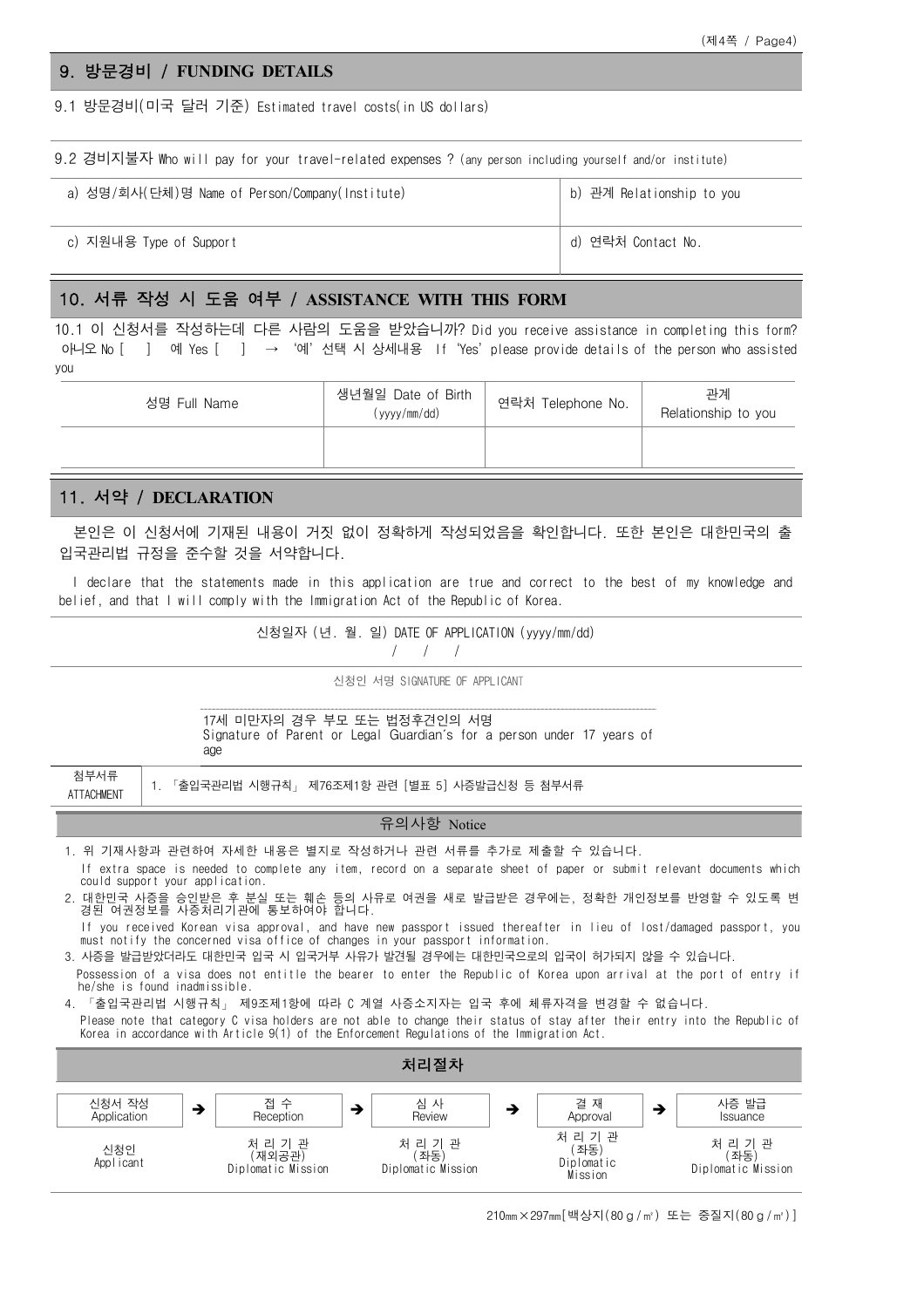## 9. 방문경비 / FUNDING DETAILS

9.1 방문경비(미국 달러 기준) Estimated travel costs(in US dollars)

9.2 경비지불자 Who will pay for your travel-related expenses ? (any person including yourself and/or institute)

| | |
|---|---|
| a) 성명/회사(단체)명 Name of Person/Company(Institute) | b) 관계 Relationship to you |
| c) 지원내용 Type of Support | d) 연락처 Contact No. |

## 10. 서류 작성 시 도움 여부 / ASSISTANCE WITH THIS FORM

10.1 이 신청서를 작성하는데 다른 사람의 도움을 받았습니까? Did you receive assistance in completing this form?
아니오 No [ ] 예 Yes [ ] → '예' 선택 시 상세내용 If 'Yes' please provide details of the person who assisted you

| 성명 Full Name | 생년월일 Date of Birth (yyyy/mm/dd) | 연락처 Telephone No. | 관계 Relationship to you |
|---|---|---|---|
| | | | |

## 11. 서약 / DECLARATION

본인은 이 신청서에 기재된 내용이 거짓 없이 정확하게 작성되었음을 확인합니다. 또한 본인은 대한민국의 출입국관리법 규정을 준수할 것을 서약합니다.

I declare that the statements made in this application are true and correct to the best of my knowledge and belief, and that I will comply with the Immigration Act of the Republic of Korea.

신청일자 (년. 월. 일) DATE OF APPLICATION (yyyy/mm/dd)
/ / /

신청인 서명 SIGNATURE OF APPLICANT

17세 미만자의 경우 부모 또는 법정후견인의 서명
Signature of Parent or Legal Guardian's for a person under 17 years of age

| 첨부서류 ATTACHMENT | 1. 「출입국관리법 시행규칙」 제76조제1항 관련 [별표 5] 사증발급신청 등 첨부서류 |
|---|---|

### 유의사항 Notice

1. 위 기재사항과 관련하여 자세한 내용은 별지로 작성하거나 관련 서류를 추가로 제출할 수 있습니다.
   If extra space is needed to complete any item, record on a separate sheet of paper or submit relevant documents which could support your application.
2. 대한민국 사증을 승인받은 후 분실 또는 훼손 등의 사유로 여권을 새로 발급받은 경우에는, 정확한 개인정보를 반영할 수 있도록 변경된 여권정보를 사증처리기관에 통보하여야 합니다.
   If you received Korean visa approval, and have new passport issued thereafter in lieu of lost/damaged passport, you must notify the concerned visa office of changes in your passport information.
3. 사증을 발급받았더라도 대한민국 입국 시 입국거부 사유가 발견될 경우에는 대한민국으로의 입국이 허가되지 않을 수 있습니다.
   Possession of a visa does not entitle the bearer to enter the Republic of Korea upon arrival at the port of entry if he/she is found inadmissible.
4. 「출입국관리법 시행규칙」 제9조제1항에 따라 C 계열 사증소지자는 입국 후에 체류자격을 변경할 수 없습니다.
   Please note that category C visa holders are not able to change their status of stay after their entry into the Republic of Korea in accordance with Article 9(1) of the Enforcement Regulations of the Immigration Act.

### 처리절차

| 신청서 작성 Application | → | 접 수 Reception | → | 심 사 Review | → | 결 재 Approval | → | 사증 발급 Issuance |
|---|---|---|---|---|---|---|---|---|
| 신청인 Applicant | | 처 리 기 관 (재외공관) Diplomatic Mission | | 처 리 기 관 (좌동) Diplomatic Mission | | 처 리 기 관 (좌동) Diplomatic Mission | | 처 리 기 관 (좌동) Diplomatic Mission |

210㎜×297㎜[백상지(80 g/㎡) 또는 중질지(80 g/㎡)]